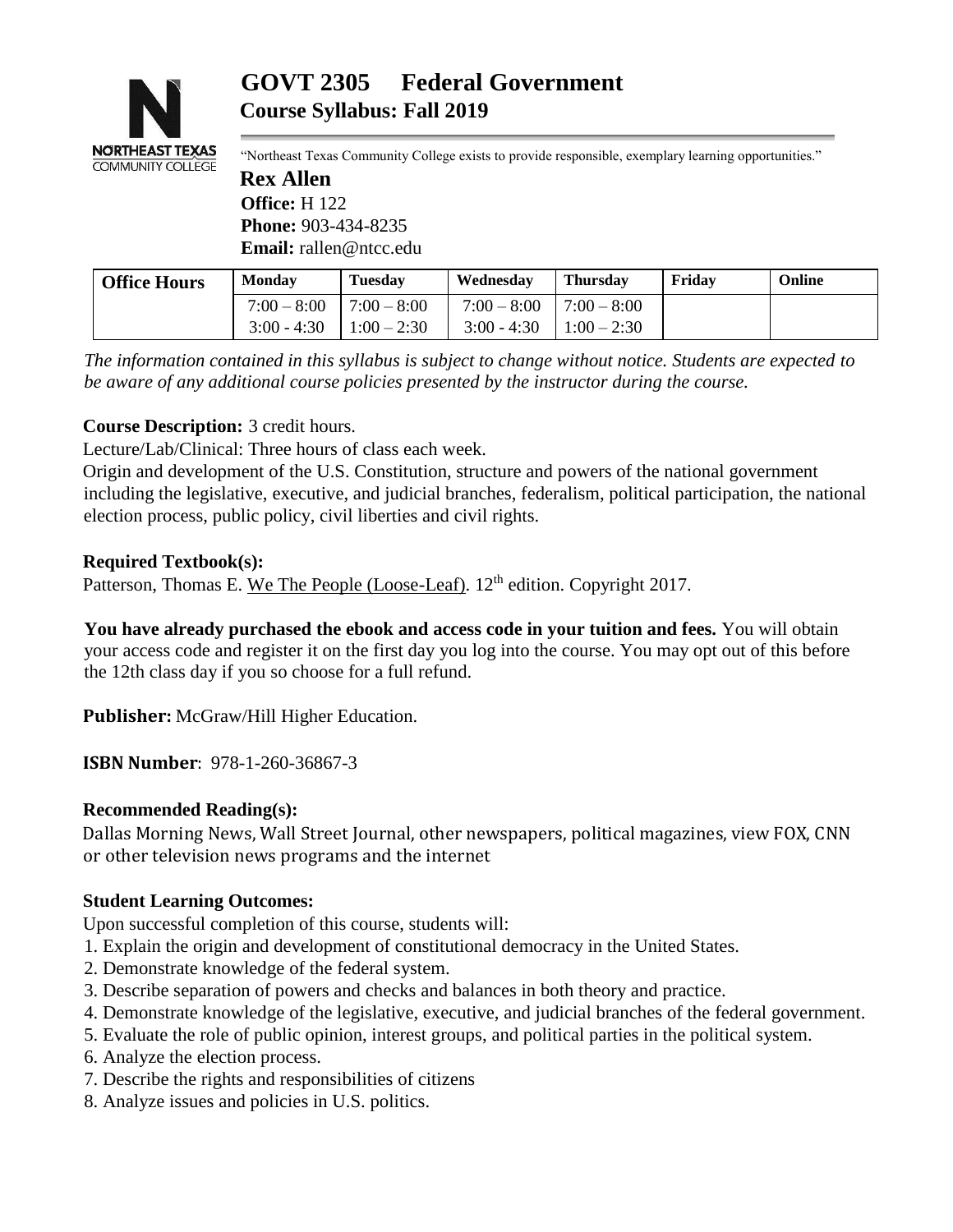# GOVT 2305 Federal Government
## Course Syllabus: Fall 2019

"Northeast Texas Community College exists to provide responsible, exemplary learning opportunities."

**Rex Allen**
**Office:** H 122
**Phone:** 903-434-8235
**Email:** rallen@ntcc.edu

| Office Hours | Monday | Tuesday | Wednesday | Thursday | Friday | Online |
|---|---|---|---|---|---|---|
| | 7:00 – 8:00<br>3:00 - 4:30 | 7:00 – 8:00<br>1:00 – 2:30 | 7:00 – 8:00<br>3:00 - 4:30 | 7:00 – 8:00<br>1:00 – 2:30 | | |

*The information contained in this syllabus is subject to change without notice. Students are expected to be aware of any additional course policies presented by the instructor during the course.*

**Course Description:** 3 credit hours.
Lecture/Lab/Clinical: Three hours of class each week.
Origin and development of the U.S. Constitution, structure and powers of the national government including the legislative, executive, and judicial branches, federalism, political participation, the national election process, public policy, civil liberties and civil rights.

**Required Textbook(s):**
Patterson, Thomas E. We The People (Loose-Leaf). 12th edition. Copyright 2017.

**You have already purchased the ebook and access code in your tuition and fees.** You will obtain your access code and register it on the first day you log into the course. You may opt out of this before the 12th class day if you so choose for a full refund.

**Publisher:** McGraw/Hill Higher Education.

**ISBN Number**: 978-1-260-36867-3

**Recommended Reading(s):**
Dallas Morning News, Wall Street Journal, other newspapers, political magazines, view FOX, CNN or other television news programs and the internet

**Student Learning Outcomes:**
Upon successful completion of this course, students will:

1. Explain the origin and development of constitutional democracy in the United States.
2. Demonstrate knowledge of the federal system.
3. Describe separation of powers and checks and balances in both theory and practice.
4. Demonstrate knowledge of the legislative, executive, and judicial branches of the federal government.
5. Evaluate the role of public opinion, interest groups, and political parties in the political system.
6. Analyze the election process.
7. Describe the rights and responsibilities of citizens
8. Analyze issues and policies in U.S. politics.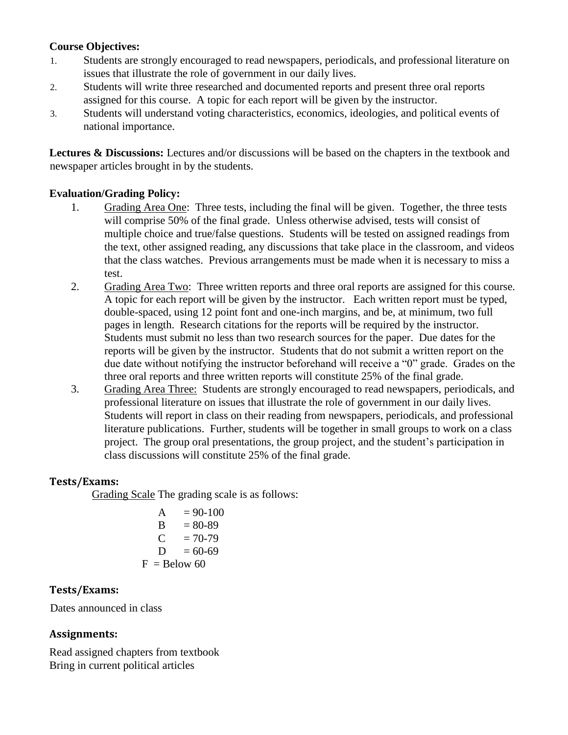**Course Objectives:**

1. Students are strongly encouraged to read newspapers, periodicals, and professional literature on issues that illustrate the role of government in our daily lives.
2. Students will write three researched and documented reports and present three oral reports assigned for this course. A topic for each report will be given by the instructor.
3. Students will understand voting characteristics, economics, ideologies, and political events of national importance.

**Lectures & Discussions:** Lectures and/or discussions will be based on the chapters in the textbook and newspaper articles brought in by the students.

**Evaluation/Grading Policy:**

1. Grading Area One: Three tests, including the final will be given. Together, the three tests will comprise 50% of the final grade. Unless otherwise advised, tests will consist of multiple choice and true/false questions. Students will be tested on assigned readings from the text, other assigned reading, any discussions that take place in the classroom, and videos that the class watches. Previous arrangements must be made when it is necessary to miss a test.
2. Grading Area Two: Three written reports and three oral reports are assigned for this course. A topic for each report will be given by the instructor. Each written report must be typed, double-spaced, using 12 point font and one-inch margins, and be, at minimum, two full pages in length. Research citations for the reports will be required by the instructor. Students must submit no less than two research sources for the paper. Due dates for the reports will be given by the instructor. Students that do not submit a written report on the due date without notifying the instructor beforehand will receive a "0" grade. Grades on the three oral reports and three written reports will constitute 25% of the final grade.
3. Grading Area Three: Students are strongly encouraged to read newspapers, periodicals, and professional literature on issues that illustrate the role of government in our daily lives. Students will report in class on their reading from newspapers, periodicals, and professional literature publications. Further, students will be together in small groups to work on a class project. The group oral presentations, the group project, and the student's participation in class discussions will constitute 25% of the final grade.

**Tests/Exams:**

Grading Scale The grading scale is as follows:

A = 90-100
B = 80-89
C = 70-79
D = 60-69
F = Below 60

**Tests/Exams:**

Dates announced in class

**Assignments:**

Read assigned chapters from textbook
Bring in current political articles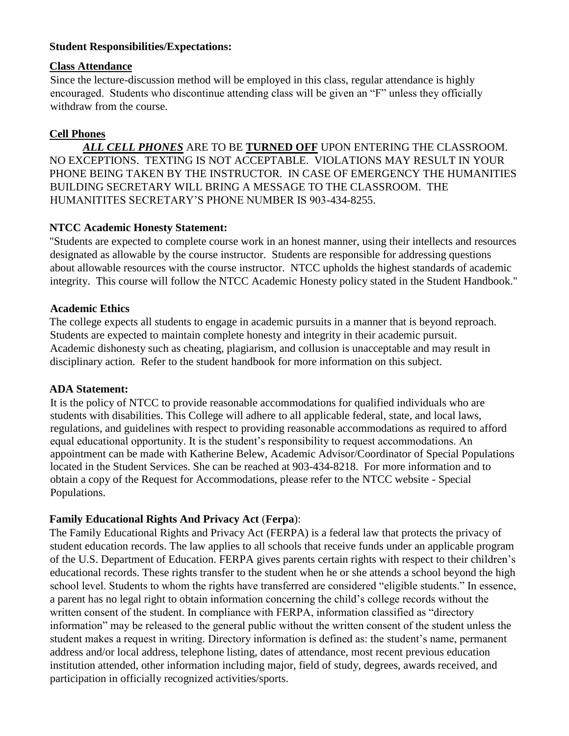**Student Responsibilities/Expectations:**

**Class Attendance**

Since the lecture-discussion method will be employed in this class, regular attendance is highly encouraged. Students who discontinue attending class will be given an "F" unless they officially withdraw from the course.

**Cell Phones**

***ALL CELL PHONES*** ARE TO BE **TURNED OFF** UPON ENTERING THE CLASSROOM. NO EXCEPTIONS. TEXTING IS NOT ACCEPTABLE. VIOLATIONS MAY RESULT IN YOUR PHONE BEING TAKEN BY THE INSTRUCTOR. IN CASE OF EMERGENCY THE HUMANITIES BUILDING SECRETARY WILL BRING A MESSAGE TO THE CLASSROOM. THE HUMANITITES SECRETARY'S PHONE NUMBER IS 903-434-8255.

**NTCC Academic Honesty Statement:**

"Students are expected to complete course work in an honest manner, using their intellects and resources designated as allowable by the course instructor. Students are responsible for addressing questions about allowable resources with the course instructor. NTCC upholds the highest standards of academic integrity. This course will follow the NTCC Academic Honesty policy stated in the Student Handbook."

**Academic Ethics**

The college expects all students to engage in academic pursuits in a manner that is beyond reproach. Students are expected to maintain complete honesty and integrity in their academic pursuit. Academic dishonesty such as cheating, plagiarism, and collusion is unacceptable and may result in disciplinary action. Refer to the student handbook for more information on this subject.

**ADA Statement:**

It is the policy of NTCC to provide reasonable accommodations for qualified individuals who are students with disabilities. This College will adhere to all applicable federal, state, and local laws, regulations, and guidelines with respect to providing reasonable accommodations as required to afford equal educational opportunity. It is the student's responsibility to request accommodations. An appointment can be made with Katherine Belew, Academic Advisor/Coordinator of Special Populations located in the Student Services. She can be reached at 903-434-8218. For more information and to obtain a copy of the Request for Accommodations, please refer to the NTCC website - Special Populations.

**Family Educational Rights And Privacy Act** (**Ferpa**):

The Family Educational Rights and Privacy Act (FERPA) is a federal law that protects the privacy of student education records. The law applies to all schools that receive funds under an applicable program of the U.S. Department of Education. FERPA gives parents certain rights with respect to their children's educational records. These rights transfer to the student when he or she attends a school beyond the high school level. Students to whom the rights have transferred are considered "eligible students." In essence, a parent has no legal right to obtain information concerning the child's college records without the written consent of the student. In compliance with FERPA, information classified as "directory information" may be released to the general public without the written consent of the student unless the student makes a request in writing. Directory information is defined as: the student's name, permanent address and/or local address, telephone listing, dates of attendance, most recent previous education institution attended, other information including major, field of study, degrees, awards received, and participation in officially recognized activities/sports.